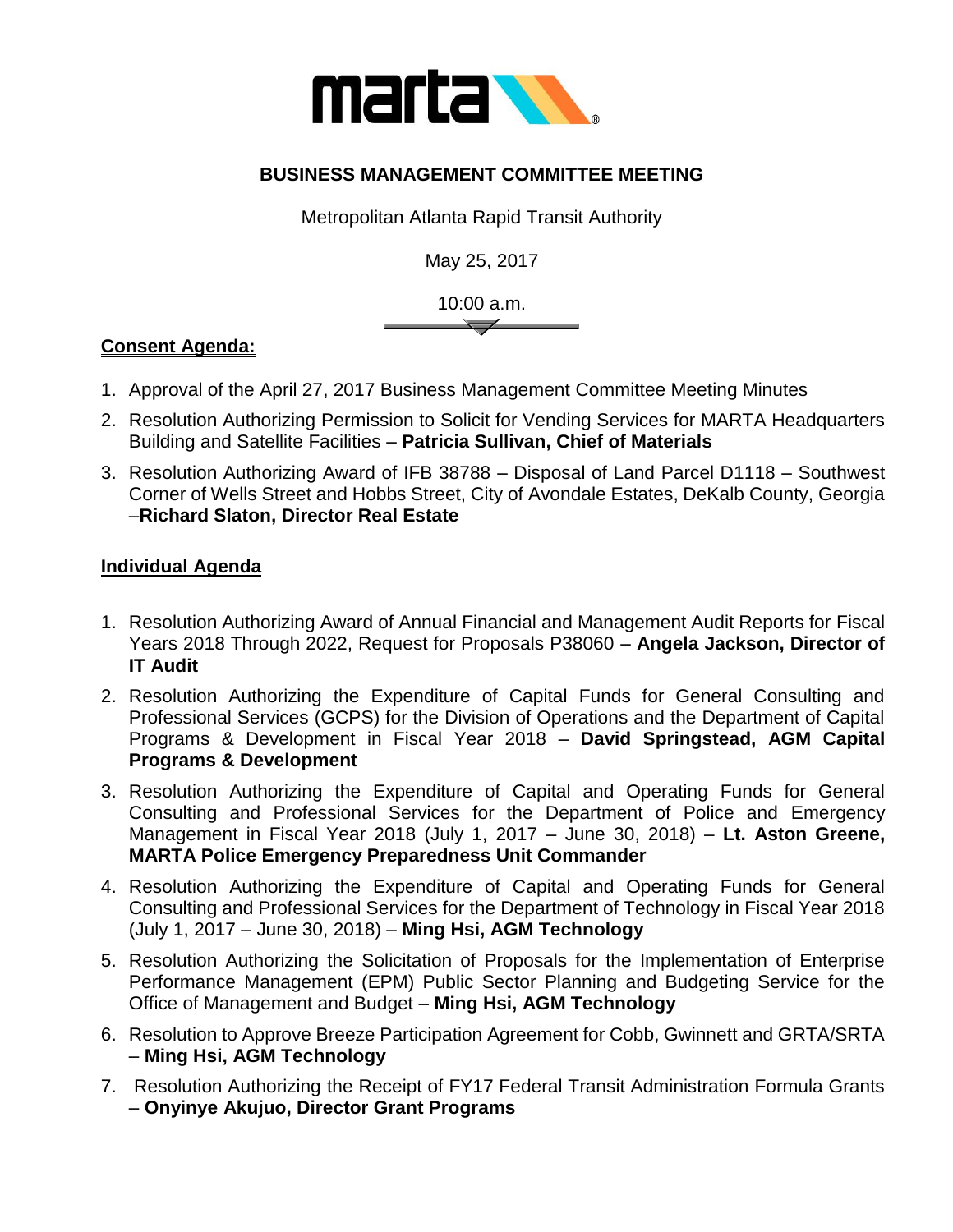# BUSINESS MANAGEMENT COMMITTEE MEETING

Metropolitan Atlanta Rapid Transit Authority

May 25, 2017

10:00 a.m.

**Consent Agenda:**

1. Approval of the April 27, 2017 Business Management Committee Meeting Minutes
2. Resolution Authorizing Permission to Solicit for Vending Services for MARTA Headquarters Building and Satellite Facilities – **Patricia Sullivan, Chief of Materials**
3. Resolution Authorizing Award of IFB 38788 – Disposal of Land Parcel D1118 – Southwest Corner of Wells Street and Hobbs Street, City of Avondale Estates, DeKalb County, Georgia –**Richard Slaton, Director Real Estate**

**Individual Agenda**

1. Resolution Authorizing Award of Annual Financial and Management Audit Reports for Fiscal Years 2018 Through 2022, Request for Proposals P38060 – **Angela Jackson, Director of IT Audit**
2. Resolution Authorizing the Expenditure of Capital Funds for General Consulting and Professional Services (GCPS) for the Division of Operations and the Department of Capital Programs & Development in Fiscal Year 2018 – **David Springstead, AGM Capital Programs & Development**
3. Resolution Authorizing the Expenditure of Capital and Operating Funds for General Consulting and Professional Services for the Department of Police and Emergency Management in Fiscal Year 2018 (July 1, 2017 – June 30, 2018) – **Lt. Aston Greene, MARTA Police Emergency Preparedness Unit Commander**
4. Resolution Authorizing the Expenditure of Capital and Operating Funds for General Consulting and Professional Services for the Department of Technology in Fiscal Year 2018 (July 1, 2017 – June 30, 2018) – **Ming Hsi, AGM Technology**
5. Resolution Authorizing the Solicitation of Proposals for the Implementation of Enterprise Performance Management (EPM) Public Sector Planning and Budgeting Service for the Office of Management and Budget – **Ming Hsi, AGM Technology**
6. Resolution to Approve Breeze Participation Agreement for Cobb, Gwinnett and GRTA/SRTA – **Ming Hsi, AGM Technology**
7. Resolution Authorizing the Receipt of FY17 Federal Transit Administration Formula Grants – **Onyinye Akujuo, Director Grant Programs**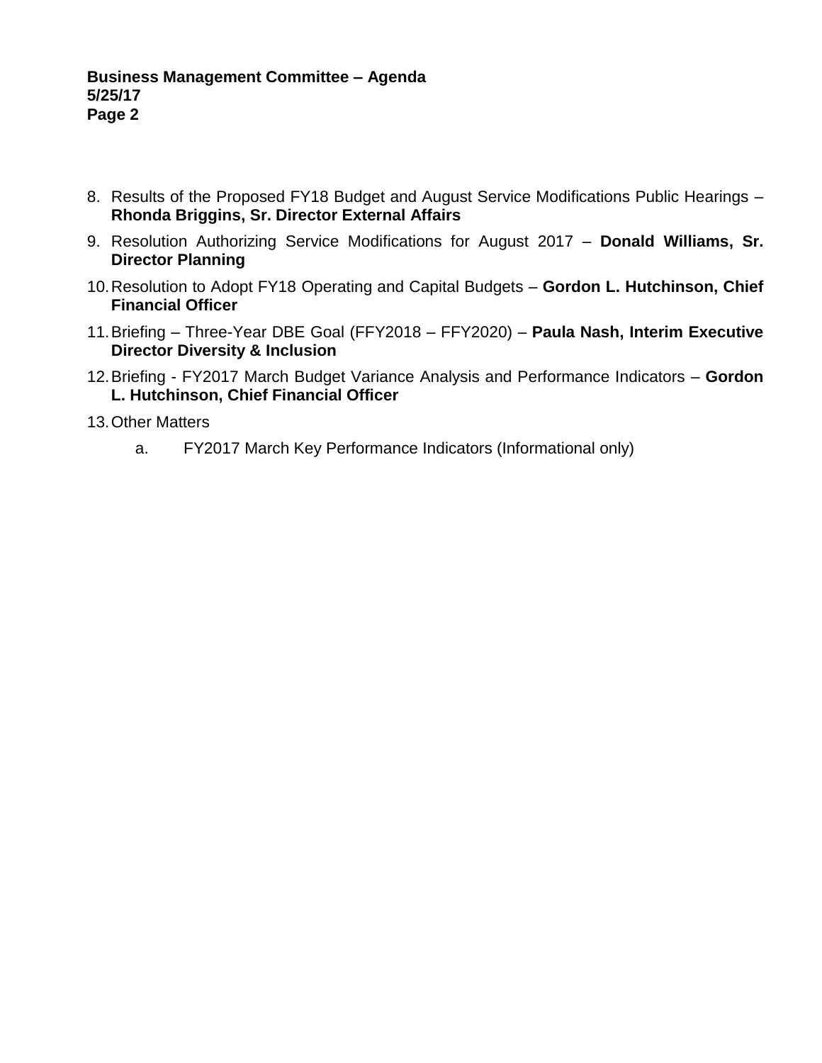8. Results of the Proposed FY18 Budget and August Service Modifications Public Hearings – **Rhonda Briggins, Sr. Director External Affairs**
9. Resolution Authorizing Service Modifications for August 2017 – **Donald Williams, Sr. Director Planning**
10. Resolution to Adopt FY18 Operating and Capital Budgets – **Gordon L. Hutchinson, Chief Financial Officer**
11. Briefing – Three-Year DBE Goal (FFY2018 – FFY2020) – **Paula Nash, Interim Executive Director Diversity & Inclusion**
12. Briefing - FY2017 March Budget Variance Analysis and Performance Indicators – **Gordon L. Hutchinson, Chief Financial Officer**
13. Other Matters
    a. FY2017 March Key Performance Indicators (Informational only)